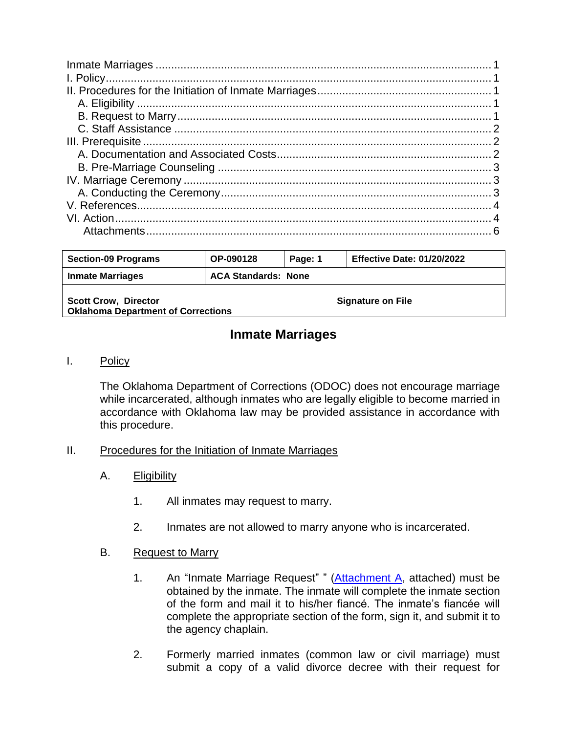| | |
|---|---|
| Inmate Marriages | 1 |
| I. Policy | 1 |
| II. Procedures for the Initiation of Inmate Marriages | 1 |
| A. Eligibility | 1 |
| B. Request to Marry | 1 |
| C. Staff Assistance | 2 |
| III. Prerequisite | 2 |
| A. Documentation and Associated Costs | 2 |
| B. Pre-Marriage Counseling | 3 |
| IV. Marriage Ceremony | 3 |
| A. Conducting the Ceremony | 3 |
| V. References | 4 |
| VI. Action | 4 |
| Attachments | 6 |

| **Section-09 Programs** | **OP-090128** | **Page: 1** | **Effective Date: 01/20/2022** |
|---|---|---|---|
| **Inmate Marriages** | **ACA Standards: None** | | |
| **Scott Crow, Director**<br>**Oklahoma Department of Corrections** | | **Signature on File** | |

# Inmate Marriages

## I. Policy

The Oklahoma Department of Corrections (ODOC) does not encourage marriage while incarcerated, although inmates who are legally eligible to become married in accordance with Oklahoma law may be provided assistance in accordance with this procedure.

## II. Procedures for the Initiation of Inmate Marriages

### A. Eligibility

1. All inmates may request to marry.

2. Inmates are not allowed to marry anyone who is incarcerated.

### B. Request to Marry

1. An "Inmate Marriage Request" " (Attachment A, attached) must be obtained by the inmate. The inmate will complete the inmate section of the form and mail it to his/her fiancé. The inmate's fiancée will complete the appropriate section of the form, sign it, and submit it to the agency chaplain.

2. Formerly married inmates (common law or civil marriage) must submit a copy of a valid divorce decree with their request for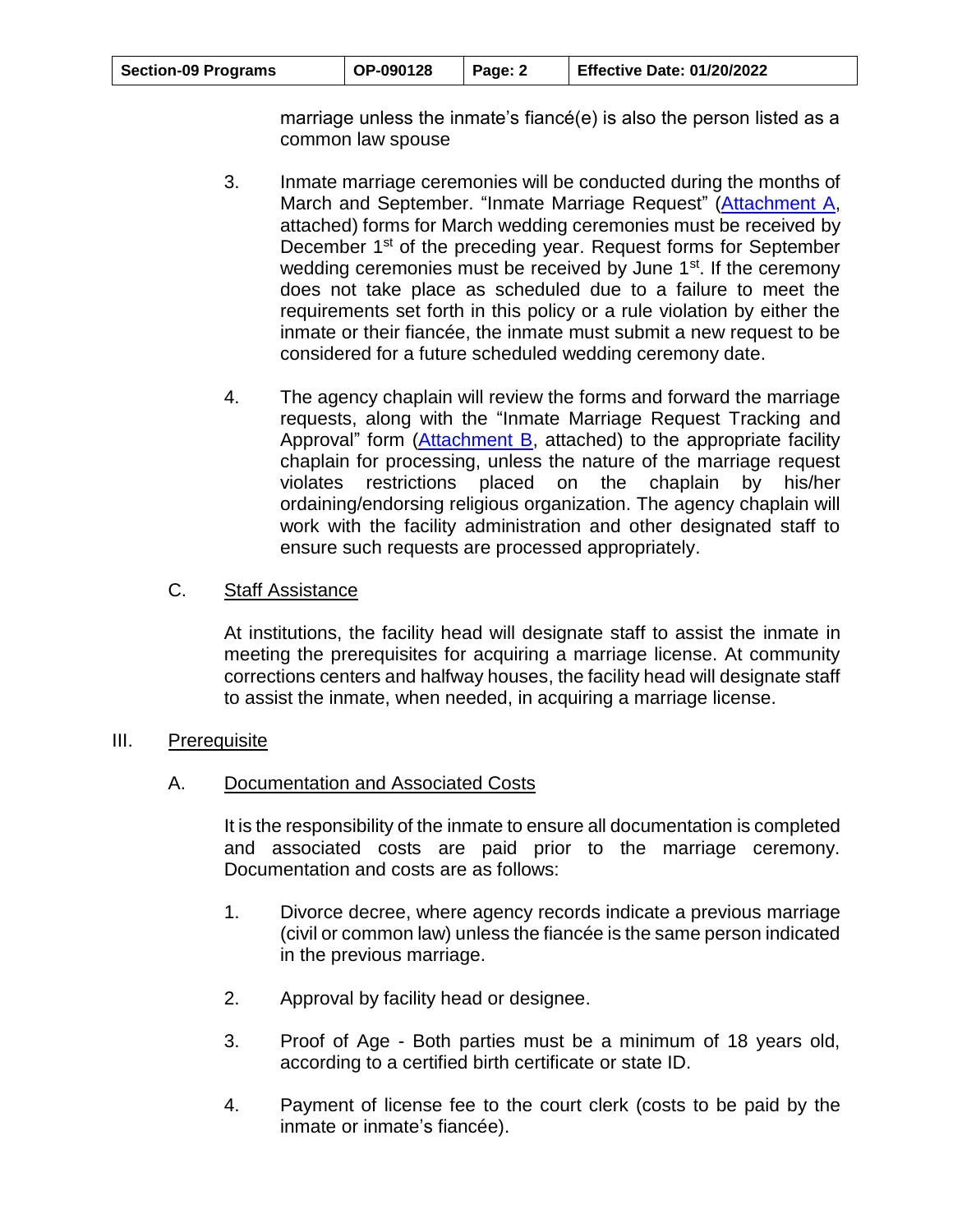marriage unless the inmate's fiancé(e) is also the person listed as a common law spouse

3. Inmate marriage ceremonies will be conducted during the months of March and September. "Inmate Marriage Request" (Attachment A, attached) forms for March wedding ceremonies must be received by December 1st of the preceding year. Request forms for September wedding ceremonies must be received by June 1st. If the ceremony does not take place as scheduled due to a failure to meet the requirements set forth in this policy or a rule violation by either the inmate or their fiancée, the inmate must submit a new request to be considered for a future scheduled wedding ceremony date.

4. The agency chaplain will review the forms and forward the marriage requests, along with the "Inmate Marriage Request Tracking and Approval" form (Attachment B, attached) to the appropriate facility chaplain for processing, unless the nature of the marriage request violates restrictions placed on the chaplain by his/her ordaining/endorsing religious organization. The agency chaplain will work with the facility administration and other designated staff to ensure such requests are processed appropriately.

C. Staff Assistance

At institutions, the facility head will designate staff to assist the inmate in meeting the prerequisites for acquiring a marriage license. At community corrections centers and halfway houses, the facility head will designate staff to assist the inmate, when needed, in acquiring a marriage license.

## III. Prerequisite

### A. Documentation and Associated Costs

It is the responsibility of the inmate to ensure all documentation is completed and associated costs are paid prior to the marriage ceremony. Documentation and costs are as follows:

1. Divorce decree, where agency records indicate a previous marriage (civil or common law) unless the fiancée is the same person indicated in the previous marriage.

2. Approval by facility head or designee.

3. Proof of Age - Both parties must be a minimum of 18 years old, according to a certified birth certificate or state ID.

4. Payment of license fee to the court clerk (costs to be paid by the inmate or inmate's fiancée).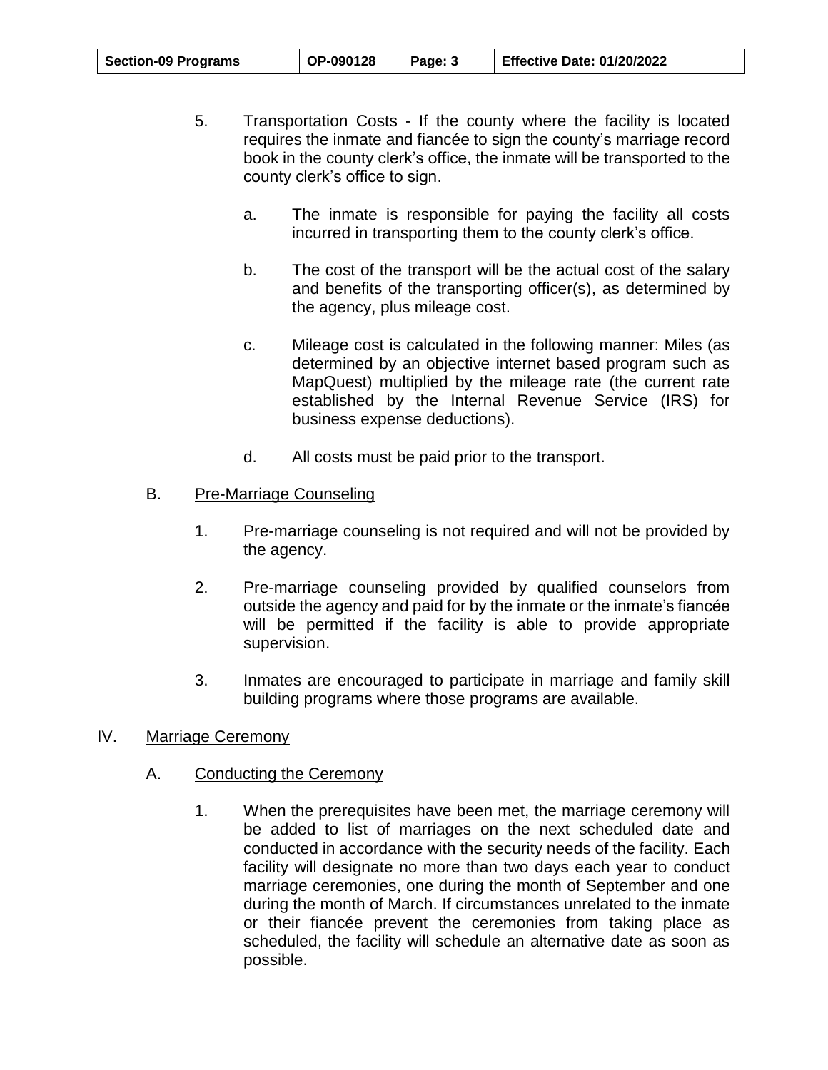5. Transportation Costs - If the county where the facility is located requires the inmate and fiancée to sign the county's marriage record book in the county clerk's office, the inmate will be transported to the county clerk's office to sign.

   a. The inmate is responsible for paying the facility all costs incurred in transporting them to the county clerk's office.

   b. The cost of the transport will be the actual cost of the salary and benefits of the transporting officer(s), as determined by the agency, plus mileage cost.

   c. Mileage cost is calculated in the following manner: Miles (as determined by an objective internet based program such as MapQuest) multiplied by the mileage rate (the current rate established by the Internal Revenue Service (IRS) for business expense deductions).

   d. All costs must be paid prior to the transport.

### B. Pre-Marriage Counseling

1. Pre-marriage counseling is not required and will not be provided by the agency.

2. Pre-marriage counseling provided by qualified counselors from outside the agency and paid for by the inmate or the inmate's fiancée will be permitted if the facility is able to provide appropriate supervision.

3. Inmates are encouraged to participate in marriage and family skill building programs where those programs are available.

## IV. Marriage Ceremony

### A. Conducting the Ceremony

1. When the prerequisites have been met, the marriage ceremony will be added to list of marriages on the next scheduled date and conducted in accordance with the security needs of the facility. Each facility will designate no more than two days each year to conduct marriage ceremonies, one during the month of September and one during the month of March. If circumstances unrelated to the inmate or their fiancée prevent the ceremonies from taking place as scheduled, the facility will schedule an alternative date as soon as possible.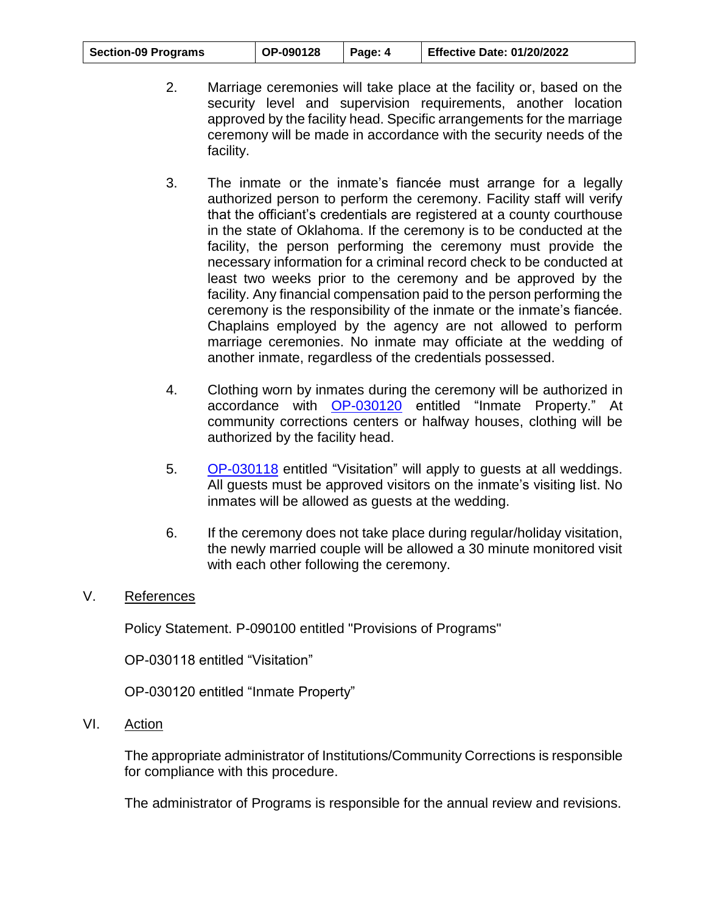2. Marriage ceremonies will take place at the facility or, based on the security level and supervision requirements, another location approved by the facility head. Specific arrangements for the marriage ceremony will be made in accordance with the security needs of the facility.

3. The inmate or the inmate's fiancée must arrange for a legally authorized person to perform the ceremony. Facility staff will verify that the officiant's credentials are registered at a county courthouse in the state of Oklahoma. If the ceremony is to be conducted at the facility, the person performing the ceremony must provide the necessary information for a criminal record check to be conducted at least two weeks prior to the ceremony and be approved by the facility. Any financial compensation paid to the person performing the ceremony is the responsibility of the inmate or the inmate's fiancée. Chaplains employed by the agency are not allowed to perform marriage ceremonies. No inmate may officiate at the wedding of another inmate, regardless of the credentials possessed.

4. Clothing worn by inmates during the ceremony will be authorized in accordance with OP-030120 entitled "Inmate Property." At community corrections centers or halfway houses, clothing will be authorized by the facility head.

5. OP-030118 entitled "Visitation" will apply to guests at all weddings. All guests must be approved visitors on the inmate's visiting list. No inmates will be allowed as guests at the wedding.

6. If the ceremony does not take place during regular/holiday visitation, the newly married couple will be allowed a 30 minute monitored visit with each other following the ceremony.

## V. References

Policy Statement. P-090100 entitled "Provisions of Programs"

OP-030118 entitled "Visitation"

OP-030120 entitled "Inmate Property"

## VI. Action

The appropriate administrator of Institutions/Community Corrections is responsible for compliance with this procedure.

The administrator of Programs is responsible for the annual review and revisions.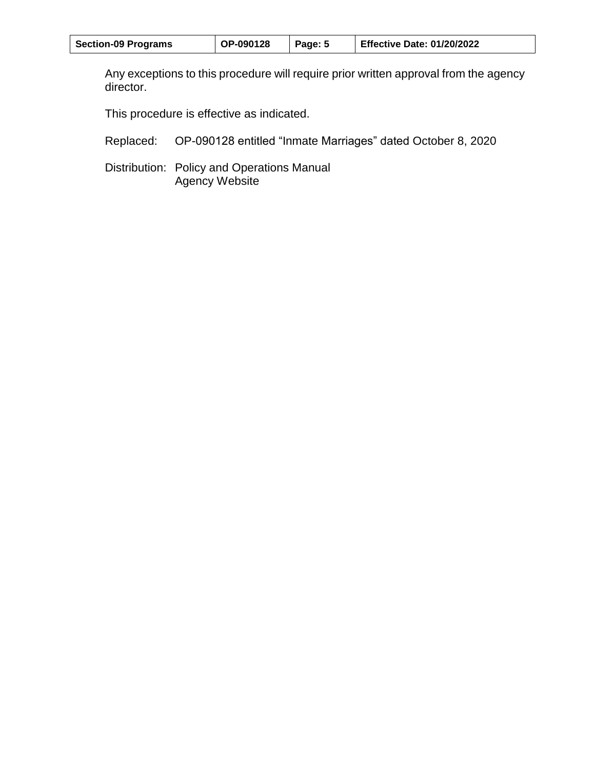Any exceptions to this procedure will require prior written approval from the agency director.

This procedure is effective as indicated.

Replaced: OP-090128 entitled "Inmate Marriages" dated October 8, 2020

Distribution: Policy and Operations Manual
Agency Website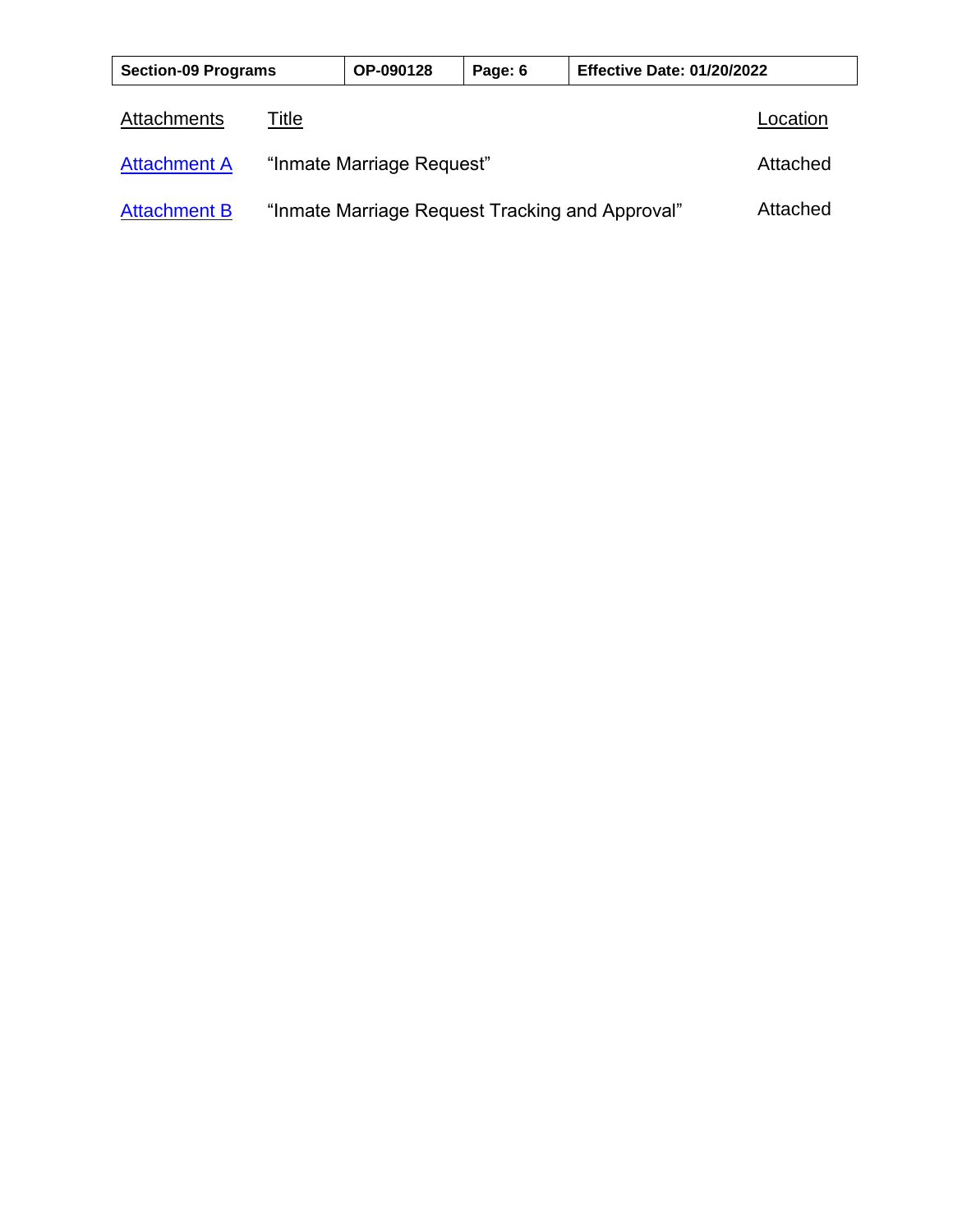| Attachments | Title | Location |
| --- | --- | --- |
| Attachment A | "Inmate Marriage Request" | Attached |
| Attachment B | "Inmate Marriage Request Tracking and Approval" | Attached |